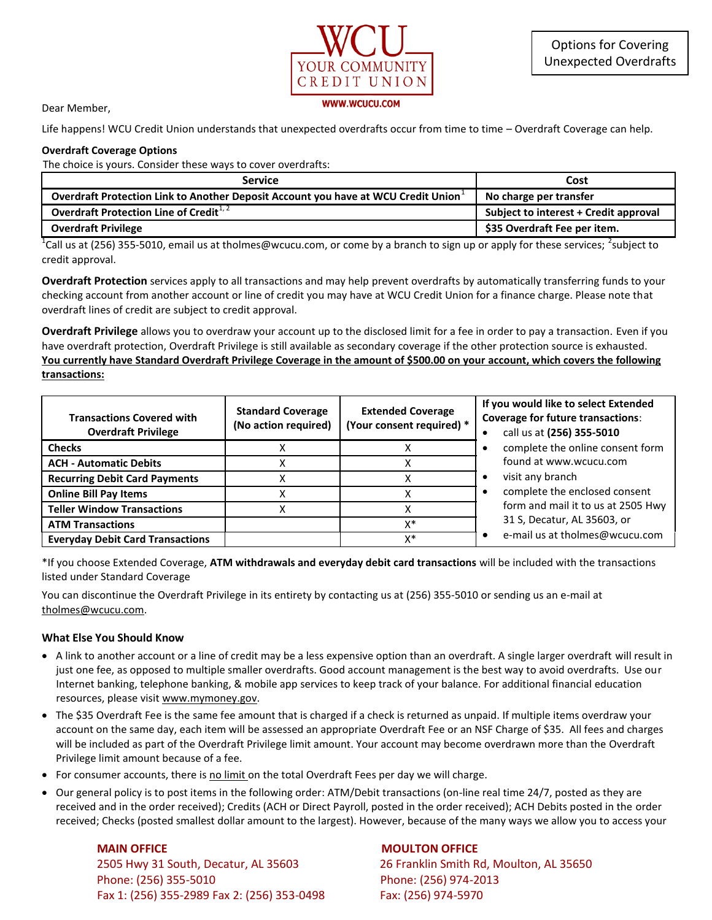WCU YOUR COMMUNITY CREDIT UNION

WWW.WCUCU.COM

Options for Covering Unexpected Overdrafts

Dear Member,

Life happens! WCU Credit Union understands that unexpected overdrafts occur from time to time – Overdraft Coverage can help.

**Overdraft Coverage Options**

The choice is yours. Consider these ways to cover overdrafts:

| Service | Cost |
|---|---|
| **Overdraft Protection Link to Another Deposit Account you have at WCU Credit Union**[1] | **No charge per transfer** |
| **Overdraft Protection Line of Credit**[1, 2] | **Subject to interest + Credit approval** |
| **Overdraft Privilege** | **$35 Overdraft Fee per item.** |

[1]Call us at (256) 355-5010, email us at tholmes@wcucu.com, or come by a branch to sign up or apply for these services; [2]subject to credit approval.

**Overdraft Protection** services apply to all transactions and may help prevent overdrafts by automatically transferring funds to your checking account from another account or line of credit you may have at WCU Credit Union for a finance charge. Please note that overdraft lines of credit are subject to credit approval.

**Overdraft Privilege** allows you to overdraw your account up to the disclosed limit for a fee in order to pay a transaction. Even if you have overdraft protection, Overdraft Privilege is still available as secondary coverage if the other protection source is exhausted. **You currently have Standard Overdraft Privilege Coverage in the amount of $500.00 on your account, which covers the following transactions:**

| Transactions Covered with Overdraft Privilege | Standard Coverage (No action required) | Extended Coverage (Your consent required) * |
|---|---|---|
| **Checks** | X | X |
| **ACH - Automatic Debits** | X | X |
| **Recurring Debit Card Payments** | X | X |
| **Online Bill Pay Items** | X | X |
| **Teller Window Transactions** | X | X |
| **ATM Transactions** | | X* |
| **Everyday Debit Card Transactions** | | X* |

**If you would like to select Extended Coverage for future transactions**:

- call us at **(256) 355-5010**
- complete the online consent form found at www.wcucu.com
- visit any branch
- complete the enclosed consent form and mail it to us at 2505 Hwy 31 S, Decatur, AL 35603, or
- e-mail us at tholmes@wcucu.com

*If you choose Extended Coverage, **ATM withdrawals and everyday debit card transactions** will be included with the transactions listed under Standard Coverage

You can discontinue the Overdraft Privilege in its entirety by contacting us at (256) 355-5010 or sending us an e-mail at tholmes@wcucu.com.

**What Else You Should Know**

- A link to another account or a line of credit may be a less expensive option than an overdraft. A single larger overdraft will result in just one fee, as opposed to multiple smaller overdrafts. Good account management is the best way to avoid overdrafts. Use our Internet banking, telephone banking, & mobile app services to keep track of your balance. For additional financial education resources, please visit www.mymoney.gov.
- The $35 Overdraft Fee is the same fee amount that is charged if a check is returned as unpaid. If multiple items overdraw your account on the same day, each item will be assessed an appropriate Overdraft Fee or an NSF Charge of $35. All fees and charges will be included as part of the Overdraft Privilege limit amount. Your account may become overdrawn more than the Overdraft Privilege limit amount because of a fee.
- For consumer accounts, there is no limit on the total Overdraft Fees per day we will charge.
- Our general policy is to post items in the following order: ATM/Debit transactions (on-line real time 24/7, posted as they are received and in the order received); Credits (ACH or Direct Payroll, posted in the order received); ACH Debits posted in the order received; Checks (posted smallest dollar amount to the largest). However, because of the many ways we allow you to access your

**MAIN OFFICE**
2505 Hwy 31 South, Decatur, AL 35603
Phone: (256) 355-5010
Fax 1: (256) 355-2989 Fax 2: (256) 353-0498

**MOULTON OFFICE**
26 Franklin Smith Rd, Moulton, AL 35650
Phone: (256) 974-2013
Fax: (256) 974-5970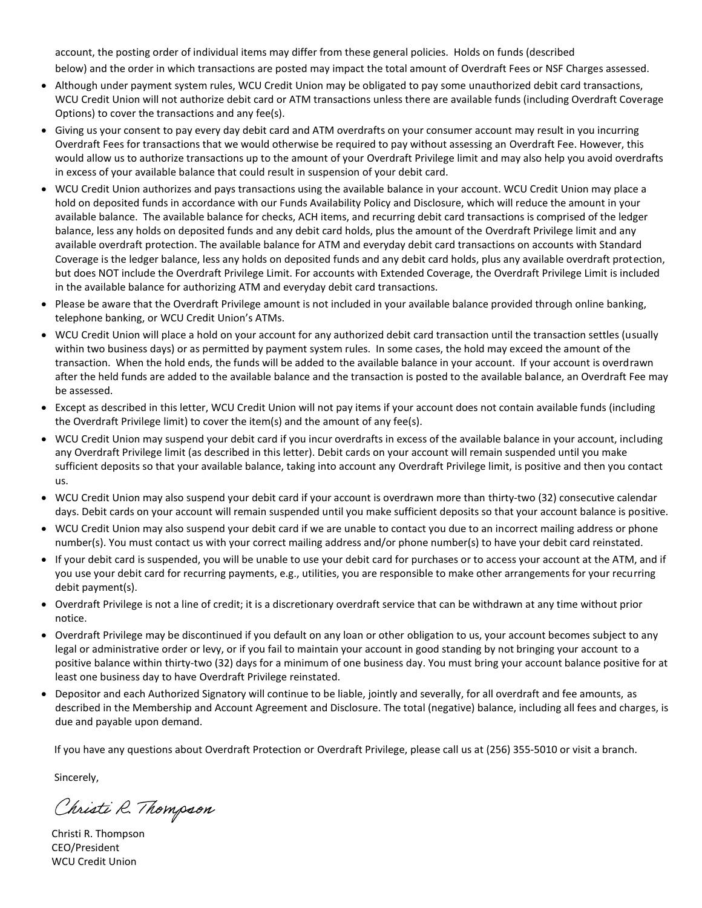account, the posting order of individual items may differ from these general policies. Holds on funds (described below) and the order in which transactions are posted may impact the total amount of Overdraft Fees or NSF Charges assessed.

- Although under payment system rules, WCU Credit Union may be obligated to pay some unauthorized debit card transactions, WCU Credit Union will not authorize debit card or ATM transactions unless there are available funds (including Overdraft Coverage Options) to cover the transactions and any fee(s).
- Giving us your consent to pay every day debit card and ATM overdrafts on your consumer account may result in you incurring Overdraft Fees for transactions that we would otherwise be required to pay without assessing an Overdraft Fee. However, this would allow us to authorize transactions up to the amount of your Overdraft Privilege limit and may also help you avoid overdrafts in excess of your available balance that could result in suspension of your debit card.
- WCU Credit Union authorizes and pays transactions using the available balance in your account. WCU Credit Union may place a hold on deposited funds in accordance with our Funds Availability Policy and Disclosure, which will reduce the amount in your available balance. The available balance for checks, ACH items, and recurring debit card transactions is comprised of the ledger balance, less any holds on deposited funds and any debit card holds, plus the amount of the Overdraft Privilege limit and any available overdraft protection. The available balance for ATM and everyday debit card transactions on accounts with Standard Coverage is the ledger balance, less any holds on deposited funds and any debit card holds, plus any available overdraft protection, but does NOT include the Overdraft Privilege Limit. For accounts with Extended Coverage, the Overdraft Privilege Limit is included in the available balance for authorizing ATM and everyday debit card transactions.
- Please be aware that the Overdraft Privilege amount is not included in your available balance provided through online banking, telephone banking, or WCU Credit Union's ATMs.
- WCU Credit Union will place a hold on your account for any authorized debit card transaction until the transaction settles (usually within two business days) or as permitted by payment system rules. In some cases, the hold may exceed the amount of the transaction. When the hold ends, the funds will be added to the available balance in your account. If your account is overdrawn after the held funds are added to the available balance and the transaction is posted to the available balance, an Overdraft Fee may be assessed.
- Except as described in this letter, WCU Credit Union will not pay items if your account does not contain available funds (including the Overdraft Privilege limit) to cover the item(s) and the amount of any fee(s).
- WCU Credit Union may suspend your debit card if you incur overdrafts in excess of the available balance in your account, including any Overdraft Privilege limit (as described in this letter). Debit cards on your account will remain suspended until you make sufficient deposits so that your available balance, taking into account any Overdraft Privilege limit, is positive and then you contact us.
- WCU Credit Union may also suspend your debit card if your account is overdrawn more than thirty-two (32) consecutive calendar days. Debit cards on your account will remain suspended until you make sufficient deposits so that your account balance is positive.
- WCU Credit Union may also suspend your debit card if we are unable to contact you due to an incorrect mailing address or phone number(s). You must contact us with your correct mailing address and/or phone number(s) to have your debit card reinstated.
- If your debit card is suspended, you will be unable to use your debit card for purchases or to access your account at the ATM, and if you use your debit card for recurring payments, e.g., utilities, you are responsible to make other arrangements for your recurring debit payment(s).
- Overdraft Privilege is not a line of credit; it is a discretionary overdraft service that can be withdrawn at any time without prior notice.
- Overdraft Privilege may be discontinued if you default on any loan or other obligation to us, your account becomes subject to any legal or administrative order or levy, or if you fail to maintain your account in good standing by not bringing your account to a positive balance within thirty-two (32) days for a minimum of one business day. You must bring your account balance positive for at least one business day to have Overdraft Privilege reinstated.
- Depositor and each Authorized Signatory will continue to be liable, jointly and severally, for all overdraft and fee amounts, as described in the Membership and Account Agreement and Disclosure. The total (negative) balance, including all fees and charges, is due and payable upon demand.

If you have any questions about Overdraft Protection or Overdraft Privilege, please call us at (256) 355-5010 or visit a branch.

Sincerely,

*Christi R. Thompson*

Christi R. Thompson
CEO/President
WCU Credit Union